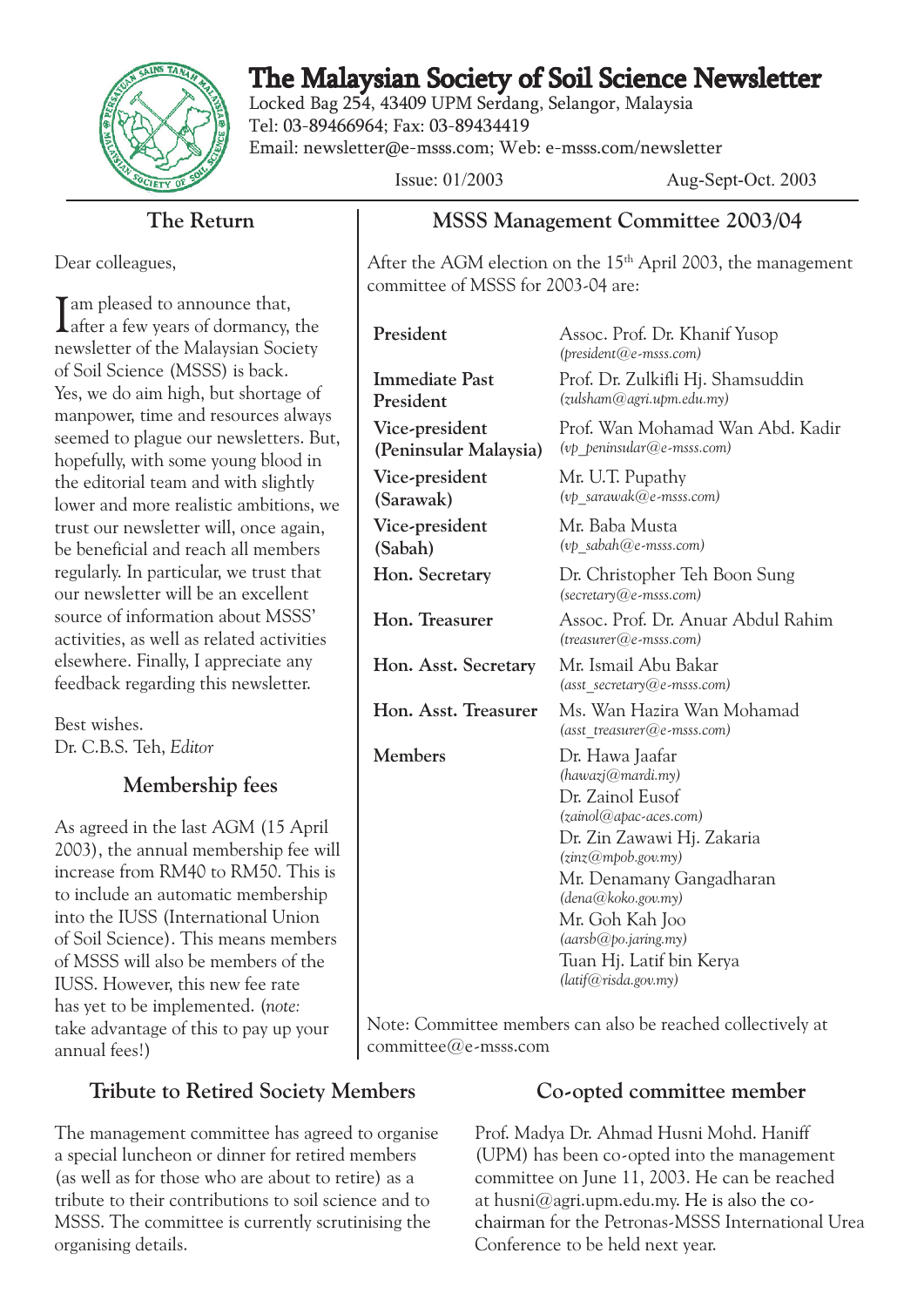# The Malaysian Society of Soil Science Newsletter

Locked Bag 254, 43409 UPM Serdang, Selangor, Malaysia
Tel: 03-89466964; Fax: 03-89434419
Email: newsletter@e-msss.com; Web: e-msss.com/newsletter

Issue: 01/2003 Aug-Sept-Oct. 2003

## The Return

Dear colleagues,

I am pleased to announce that, after a few years of dormancy, the newsletter of the Malaysian Society of Soil Science (MSSS) is back. Yes, we do aim high, but shortage of manpower, time and resources always seemed to plague our newsletters. But, hopefully, with some young blood in the editorial team and with slightly lower and more realistic ambitions, we trust our newsletter will, once again, be beneficial and reach all members regularly. In particular, we trust that our newsletter will be an excellent source of information about MSSS' activities, as well as related activities elsewhere. Finally, I appreciate any feedback regarding this newsletter.

Best wishes.
Dr. C.B.S. Teh, *Editor*

## Membership fees

As agreed in the last AGM (15 April 2003), the annual membership fee will increase from RM40 to RM50. This is to include an automatic membership into the IUSS (International Union of Soil Science). This means members of MSSS will also be members of the IUSS. However, this new fee rate has yet to be implemented. (*note:* take advantage of this to pay up your annual fees!)

## MSSS Management Committee 2003/04

After the AGM election on the 15th April 2003, the management committee of MSSS for 2003-04 are:

| | |
|---|---|
| **President** | Assoc. Prof. Dr. Khanif Yusop *(president@e-msss.com)* |
| **Immediate Past President** | Prof. Dr. Zulkifli Hj. Shamsuddin *(zulsham@agri.upm.edu.my)* |
| **Vice-president (Peninsular Malaysia)** | Prof. Wan Mohamad Wan Abd. Kadir *(vp_peninsular@e-msss.com)* |
| **Vice-president (Sarawak)** | Mr. U.T. Pupathy *(vp_sarawak@e-msss.com)* |
| **Vice-president (Sabah)** | Mr. Baba Musta *(vp_sabah@e-msss.com)* |
| **Hon. Secretary** | Dr. Christopher Teh Boon Sung *(secretary@e-msss.com)* |
| **Hon. Treasurer** | Assoc. Prof. Dr. Anuar Abdul Rahim *(treasurer@e-msss.com)* |
| **Hon. Asst. Secretary** | Mr. Ismail Abu Bakar *(asst_secretary@e-msss.com)* |
| **Hon. Asst. Treasurer** | Ms. Wan Hazira Wan Mohamad *(asst_treasurer@e-msss.com)* |
| **Members** | Dr. Hawa Jaafar *(hawazj@mardi.my)* |
| | Dr. Zainol Eusof *(zainol@apac-aces.com)* |
| | Dr. Zin Zawawi Hj. Zakaria *(zinz@mpob.gov.my)* |
| | Mr. Denamany Gangadharan *(dena@koko.gov.my)* |
| | Mr. Goh Kah Joo *(aarsb@po.jaring.my)* |
| | Tuan Hj. Latif bin Kerya *(latif@risda.gov.my)* |

Note: Committee members can also be reached collectively at committee@e-msss.com

## Tribute to Retired Society Members

The management committee has agreed to organise a special luncheon or dinner for retired members (as well as for those who are about to retire) as a tribute to their contributions to soil science and to MSSS. The committee is currently scrutinising the organising details.

## Co-opted committee member

Prof. Madya Dr. Ahmad Husni Mohd. Haniff (UPM) has been co-opted into the management committee on June 11, 2003. He can be reached at husni@agri.upm.edu.my. He is also the co-chairman for the Petronas-MSSS International Urea Conference to be held next year.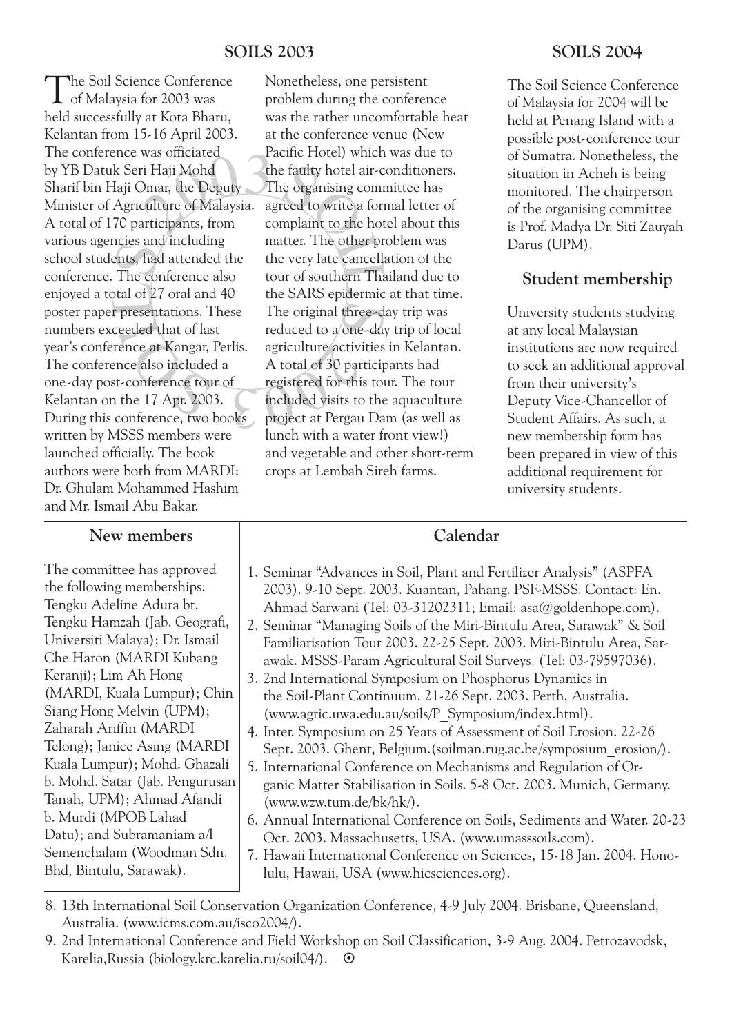## SOILS 2003

The Soil Science Conference of Malaysia for 2003 was held successfully at Kota Bharu, Kelantan from 15-16 April 2003. The conference was officiated by YB Datuk Seri Haji Mohd Sharif bin Haji Omar, the Deputy Minister of Agriculture of Malaysia. A total of 170 participants, from various agencies and including school students, had attended the conference. The conference also enjoyed a total of 27 oral and 40 poster paper presentations. These numbers exceeded that of last year's conference at Kangar, Perlis. The conference also included a one-day post-conference tour of Kelantan on the 17 Apr. 2003. During this conference, two books written by MSSS members were launched officially. The book authors were both from MARDI: Dr. Ghulam Mohammed Hashim and Mr. Ismail Abu Bakar.

Nonetheless, one persistent problem during the conference was the rather uncomfortable heat at the conference venue (New Pacific Hotel) which was due to the faulty hotel air-conditioners. The organising committee has agreed to write a formal letter of complaint to the hotel about this matter. The other problem was the very late cancellation of the tour of southern Thailand due to the SARS epidermic at that time. The original three-day trip was reduced to a one-day trip of local agriculture activities in Kelantan. A total of 30 participants had registered for this tour. The tour included visits to the aquaculture project at Pergau Dam (as well as lunch with a water front view!) and vegetable and other short-term crops at Lembah Sireh farms.

## SOILS 2004

The Soil Science Conference of Malaysia for 2004 will be held at Penang Island with a possible post-conference tour of Sumatra. Nonetheless, the situation in Acheh is being monitored. The chairperson of the organising committee is Prof. Madya Dr. Siti Zauyah Darus (UPM).

### Student membership

University students studying at any local Malaysian institutions are now required to seek an additional approval from their university's Deputy Vice-Chancellor of Student Affairs. As such, a new membership form has been prepared in view of this additional requirement for university students.

### New members

The committee has approved the following memberships: Tengku Adeline Adura bt. Tengku Hamzah (Jab. Geografi, Universiti Malaya); Dr. Ismail Che Haron (MARDI Kubang Keranji); Lim Ah Hong (MARDI, Kuala Lumpur); Chin Siang Hong Melvin (UPM); Zaharah Ariffin (MARDI Telong); Janice Asing (MARDI Kuala Lumpur); Mohd. Ghazali b. Mohd. Satar (Jab. Pengurusan Tanah, UPM); Ahmad Afandi b. Murdi (MPOB Lahad Datu); and Subramaniam a/l Semenchalam (Woodman Sdn. Bhd, Bintulu, Sarawak).

### Calendar

1. Seminar "Advances in Soil, Plant and Fertilizer Analysis" (ASPFA 2003). 9-10 Sept. 2003. Kuantan, Pahang. PSF-MSSS. Contact: En. Ahmad Sarwani (Tel: 03-31202311; Email: asa@goldenhope.com).
2. Seminar "Managing Soils of the Miri-Bintulu Area, Sarawak" & Soil Familiarisation Tour 2003. 22-25 Sept. 2003. Miri-Bintulu Area, Sarawak. MSSS-Param Agricultural Soil Surveys. (Tel: 03-79597036).
3. 2nd International Symposium on Phosphorus Dynamics in the Soil-Plant Continuum. 21-26 Sept. 2003. Perth, Australia. (www.agric.uwa.edu.au/soils/P_Symposium/index.html).
4. Inter. Symposium on 25 Years of Assessment of Soil Erosion. 22-26 Sept. 2003. Ghent, Belgium.(soilman.rug.ac.be/symposium_erosion/).
5. International Conference on Mechanisms and Regulation of Organic Matter Stabilisation in Soils. 5-8 Oct. 2003. Munich, Germany. (www.wzw.tum.de/bk/hk/).
6. Annual International Conference on Soils, Sediments and Water. 20-23 Oct. 2003. Massachusetts, USA. (www.umasssoils.com).
7. Hawaii International Conference on Sciences, 15-18 Jan. 2004. Honolulu, Hawaii, USA (www.hicsciences.org).
8. 13th International Soil Conservation Organization Conference, 4-9 July 2004. Brisbane, Queensland, Australia. (www.icms.com.au/isco2004/).
9. 2nd International Conference and Field Workshop on Soil Classification, 3-9 Aug. 2004. Petrozavodsk, Karelia,Russia (biology.krc.karelia.ru/soil04/).